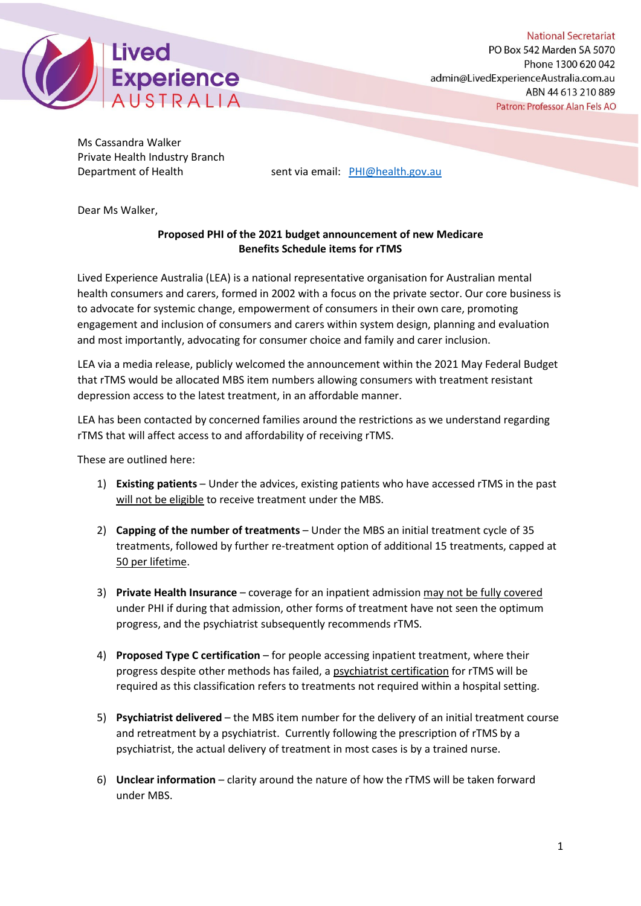Lived Experience AUSTRALIA

National Secretariat
PO Box 542 Marden SA 5070
Phone 1300 620 042
admin@LivedExperienceAustralia.com.au
ABN 44 613 210 889
Patron: Professor Alan Fels AO

Ms Cassandra Walker
Private Health Industry Branch
Department of Health

sent via email: PHI@health.gov.au

Dear Ms Walker,

**Proposed PHI of the 2021 budget announcement of new Medicare Benefits Schedule items for rTMS**

Lived Experience Australia (LEA) is a national representative organisation for Australian mental health consumers and carers, formed in 2002 with a focus on the private sector. Our core business is to advocate for systemic change, empowerment of consumers in their own care, promoting engagement and inclusion of consumers and carers within system design, planning and evaluation and most importantly, advocating for consumer choice and family and carer inclusion.

LEA via a media release, publicly welcomed the announcement within the 2021 May Federal Budget that rTMS would be allocated MBS item numbers allowing consumers with treatment resistant depression access to the latest treatment, in an affordable manner.

LEA has been contacted by concerned families around the restrictions as we understand regarding rTMS that will affect access to and affordability of receiving rTMS.

These are outlined here:

1) **Existing patients** – Under the advices, existing patients who have accessed rTMS in the past will not be eligible to receive treatment under the MBS.

2) **Capping of the number of treatments** – Under the MBS an initial treatment cycle of 35 treatments, followed by further re-treatment option of additional 15 treatments, capped at 50 per lifetime.

3) **Private Health Insurance** – coverage for an inpatient admission may not be fully covered under PHI if during that admission, other forms of treatment have not seen the optimum progress, and the psychiatrist subsequently recommends rTMS.

4) **Proposed Type C certification** – for people accessing inpatient treatment, where their progress despite other methods has failed, a psychiatrist certification for rTMS will be required as this classification refers to treatments not required within a hospital setting.

5) **Psychiatrist delivered** – the MBS item number for the delivery of an initial treatment course and retreatment by a psychiatrist. Currently following the prescription of rTMS by a psychiatrist, the actual delivery of treatment in most cases is by a trained nurse.

6) **Unclear information** – clarity around the nature of how the rTMS will be taken forward under MBS.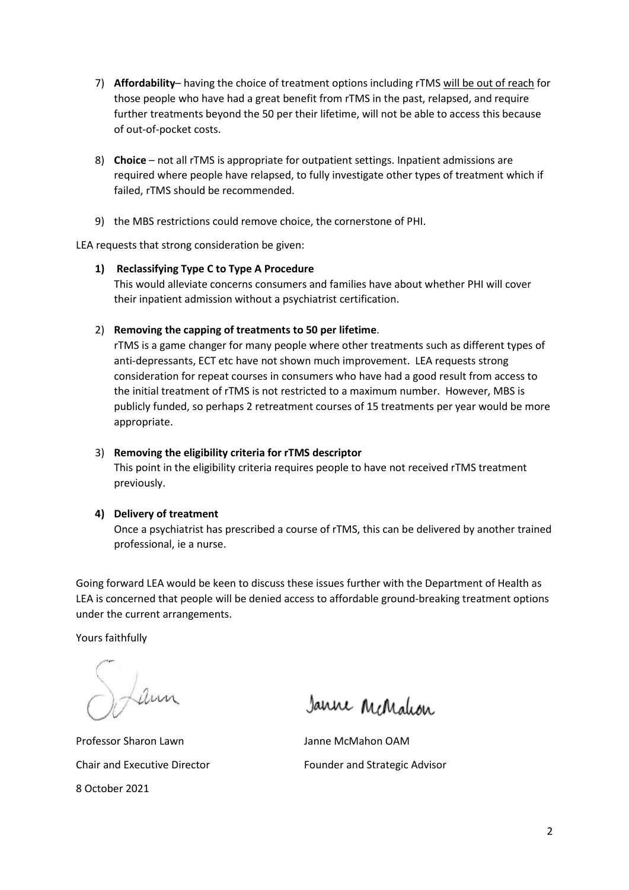7) **Affordability**– having the choice of treatment options including rTMS will be out of reach for those people who have had a great benefit from rTMS in the past, relapsed, and require further treatments beyond the 50 per their lifetime, will not be able to access this because of out-of-pocket costs.

8) **Choice** – not all rTMS is appropriate for outpatient settings. Inpatient admissions are required where people have relapsed, to fully investigate other types of treatment which if failed, rTMS should be recommended.

9) the MBS restrictions could remove choice, the cornerstone of PHI.

LEA requests that strong consideration be given:

1) **Reclassifying Type C to Type A Procedure**
   This would alleviate concerns consumers and families have about whether PHI will cover their inpatient admission without a psychiatrist certification.

2) **Removing the capping of treatments to 50 per lifetime**.
   rTMS is a game changer for many people where other treatments such as different types of anti-depressants, ECT etc have not shown much improvement. LEA requests strong consideration for repeat courses in consumers who have had a good result from access to the initial treatment of rTMS is not restricted to a maximum number. However, MBS is publicly funded, so perhaps 2 retreatment courses of 15 treatments per year would be more appropriate.

3) **Removing the eligibility criteria for rTMS descriptor**
   This point in the eligibility criteria requires people to have not received rTMS treatment previously.

4) **Delivery of treatment**
   Once a psychiatrist has prescribed a course of rTMS, this can be delivered by another trained professional, ie a nurse.

Going forward LEA would be keen to discuss these issues further with the Department of Health as LEA is concerned that people will be denied access to affordable ground-breaking treatment options under the current arrangements.

Yours faithfully

Professor Sharon Lawn
Chair and Executive Director
8 October 2021

Janne McMahon OAM
Founder and Strategic Advisor